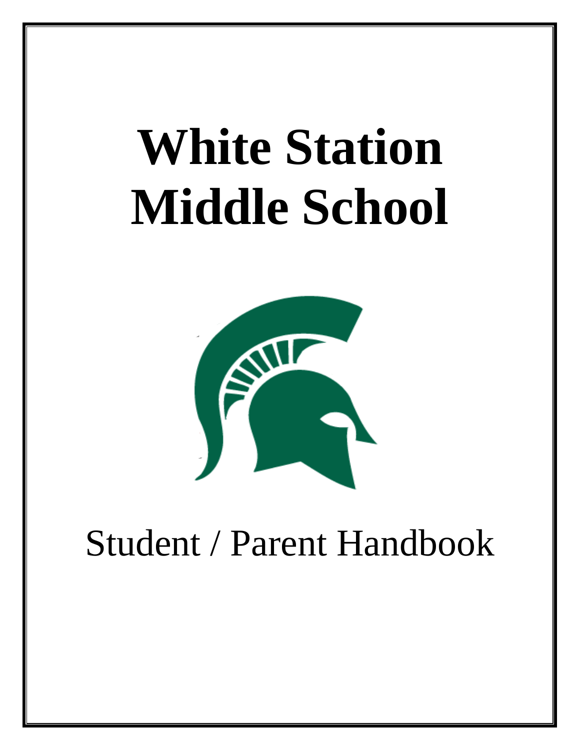# White Station Middle School

Student / Parent Handbook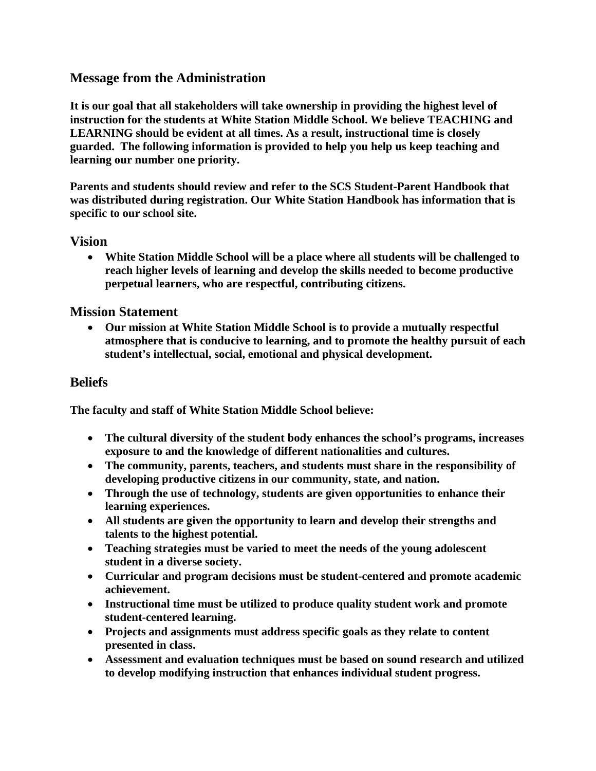## Message from the Administration

**It is our goal that all stakeholders will take ownership in providing the highest level of instruction for the students at White Station Middle School. We believe TEACHING and LEARNING should be evident at all times. As a result, instructional time is closely guarded. The following information is provided to help you help us keep teaching and learning our number one priority.**

**Parents and students should review and refer to the SCS Student-Parent Handbook that was distributed during registration. Our White Station Handbook has information that is specific to our school site.**

## Vision

- **White Station Middle School will be a place where all students will be challenged to reach higher levels of learning and develop the skills needed to become productive perpetual learners, who are respectful, contributing citizens.**

## Mission Statement

- **Our mission at White Station Middle School is to provide a mutually respectful atmosphere that is conducive to learning, and to promote the healthy pursuit of each student's intellectual, social, emotional and physical development.**

## Beliefs

**The faculty and staff of White Station Middle School believe:**

- **The cultural diversity of the student body enhances the school's programs, increases exposure to and the knowledge of different nationalities and cultures.**
- **The community, parents, teachers, and students must share in the responsibility of developing productive citizens in our community, state, and nation.**
- **Through the use of technology, students are given opportunities to enhance their learning experiences.**
- **All students are given the opportunity to learn and develop their strengths and talents to the highest potential.**
- **Teaching strategies must be varied to meet the needs of the young adolescent student in a diverse society.**
- **Curricular and program decisions must be student-centered and promote academic achievement.**
- **Instructional time must be utilized to produce quality student work and promote student-centered learning.**
- **Projects and assignments must address specific goals as they relate to content presented in class.**
- **Assessment and evaluation techniques must be based on sound research and utilized to develop modifying instruction that enhances individual student progress.**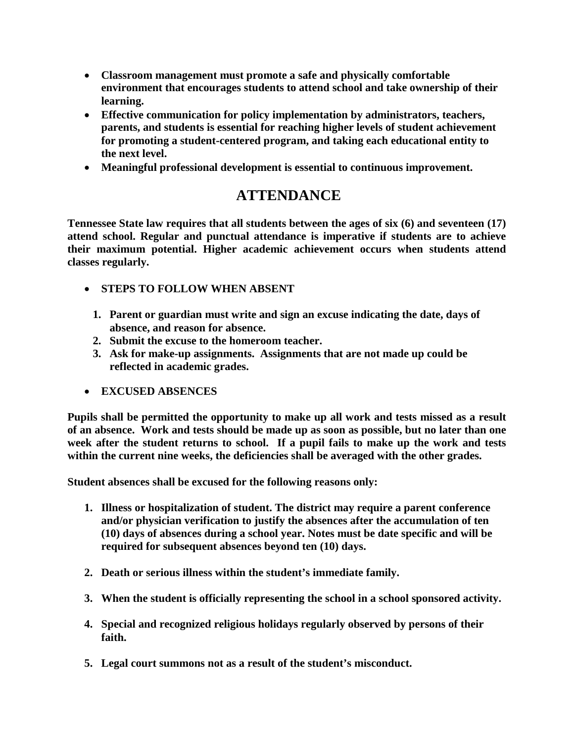- **Classroom management must promote a safe and physically comfortable environment that encourages students to attend school and take ownership of their learning.**
- **Effective communication for policy implementation by administrators, teachers, parents, and students is essential for reaching higher levels of student achievement for promoting a student-centered program, and taking each educational entity to the next level.**
- **Meaningful professional development is essential to continuous improvement.**

# ATTENDANCE

**Tennessee State law requires that all students between the ages of six (6) and seventeen (17) attend school. Regular and punctual attendance is imperative if students are to achieve their maximum potential. Higher academic achievement occurs when students attend classes regularly.**

- **STEPS TO FOLLOW WHEN ABSENT**

1. **Parent or guardian must write and sign an excuse indicating the date, days of absence, and reason for absence.**
2. **Submit the excuse to the homeroom teacher.**
3. **Ask for make-up assignments. Assignments that are not made up could be reflected in academic grades.**

- **EXCUSED ABSENCES**

**Pupils shall be permitted the opportunity to make up all work and tests missed as a result of an absence. Work and tests should be made up as soon as possible, but no later than one week after the student returns to school. If a pupil fails to make up the work and tests within the current nine weeks, the deficiencies shall be averaged with the other grades.**

**Student absences shall be excused for the following reasons only:**

1. **Illness or hospitalization of student. The district may require a parent conference and/or physician verification to justify the absences after the accumulation of ten (10) days of absences during a school year. Notes must be date specific and will be required for subsequent absences beyond ten (10) days.**

2. **Death or serious illness within the student's immediate family.**

3. **When the student is officially representing the school in a school sponsored activity.**

4. **Special and recognized religious holidays regularly observed by persons of their faith.**

5. **Legal court summons not as a result of the student's misconduct.**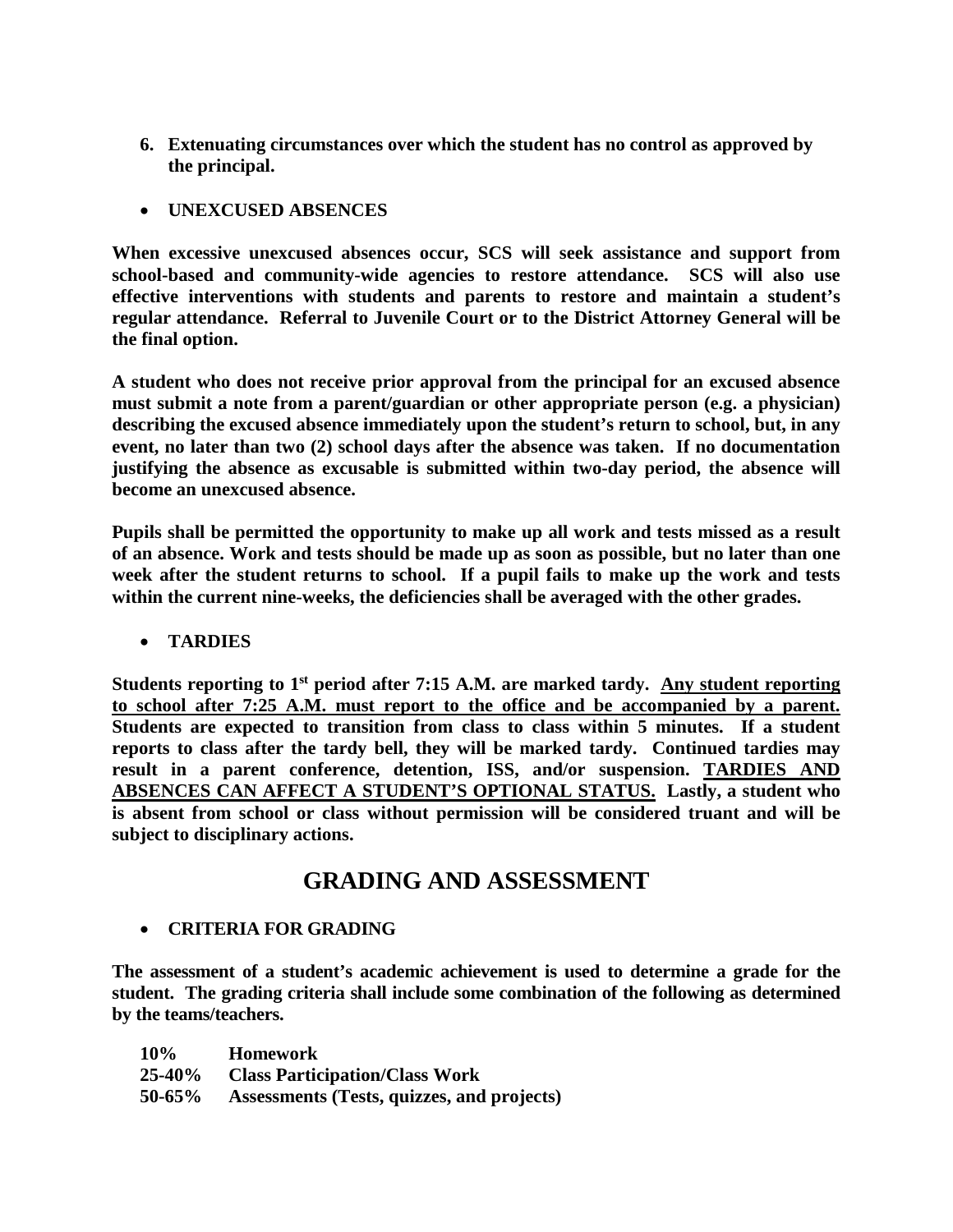6. **Extenuating circumstances over which the student has no control as approved by the principal.**

- **UNEXCUSED ABSENCES**

**When excessive unexcused absences occur, SCS will seek assistance and support from school-based and community-wide agencies to restore attendance. SCS will also use effective interventions with students and parents to restore and maintain a student's regular attendance. Referral to Juvenile Court or to the District Attorney General will be the final option.**

**A student who does not receive prior approval from the principal for an excused absence must submit a note from a parent/guardian or other appropriate person (e.g. a physician) describing the excused absence immediately upon the student's return to school, but, in any event, no later than two (2) school days after the absence was taken. If no documentation justifying the absence as excusable is submitted within two-day period, the absence will become an unexcused absence.**

**Pupils shall be permitted the opportunity to make up all work and tests missed as a result of an absence. Work and tests should be made up as soon as possible, but no later than one week after the student returns to school. If a pupil fails to make up the work and tests within the current nine-weeks, the deficiencies shall be averaged with the other grades.**

- **TARDIES**

**Students reporting to 1st period after 7:15 A.M. are marked tardy. <u>Any student reporting to school after 7:25 A.M. must report to the office and be accompanied by a parent.</u> Students are expected to transition from class to class within 5 minutes. If a student reports to class after the tardy bell, they will be marked tardy. Continued tardies may result in a parent conference, detention, ISS, and/or suspension. <u>TARDIES AND ABSENCES CAN AFFECT A STUDENT'S OPTIONAL STATUS.</u> Lastly, a student who is absent from school or class without permission will be considered truant and will be subject to disciplinary actions.**

# GRADING AND ASSESSMENT

- **CRITERIA FOR GRADING**

**The assessment of a student's academic achievement is used to determine a grade for the student. The grading criteria shall include some combination of the following as determined by the teams/teachers.**

**10%** **Homework**
**25-40%** **Class Participation/Class Work**
**50-65%** **Assessments (Tests, quizzes, and projects)**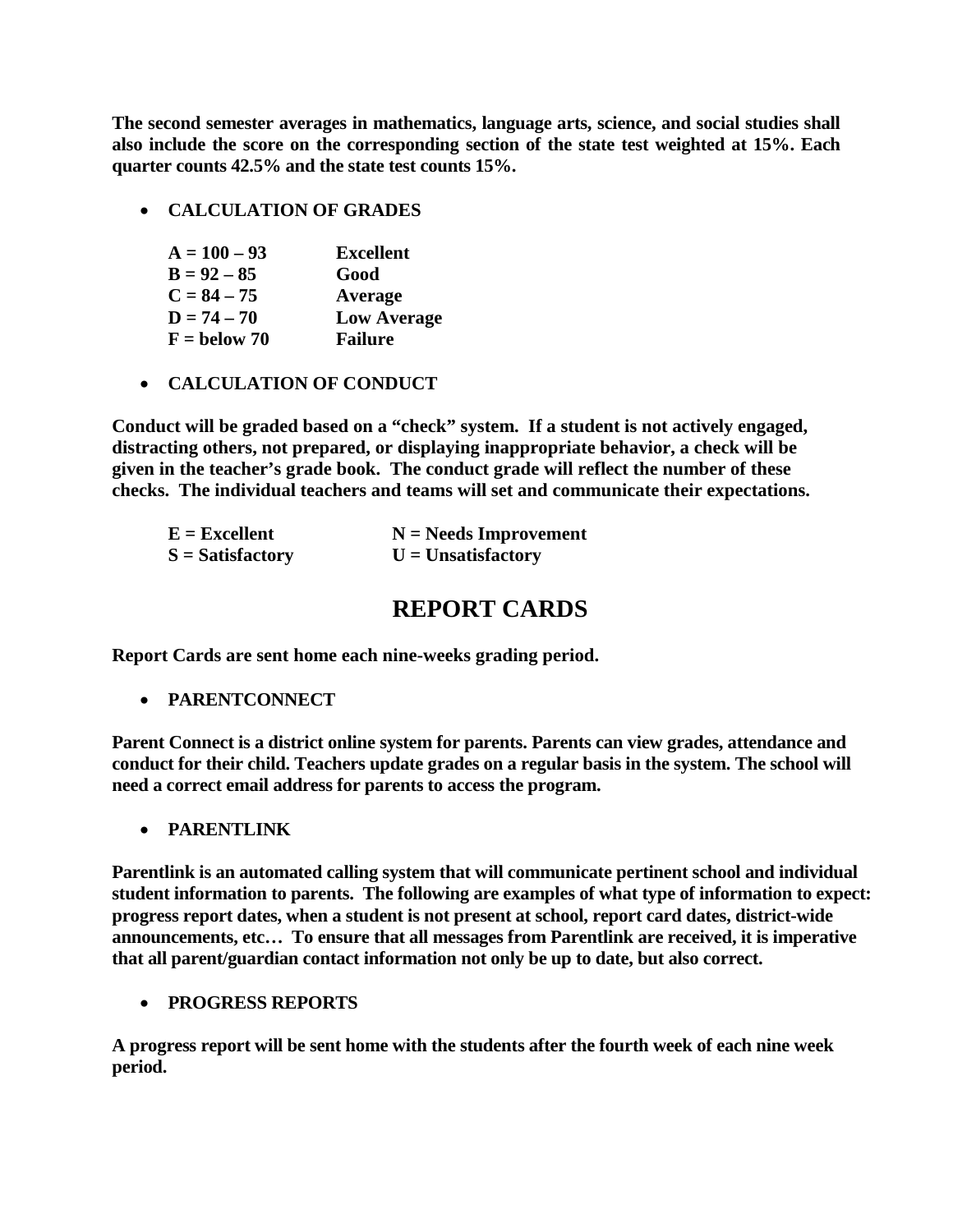**The second semester averages in mathematics, language arts, science, and social studies shall also include the score on the corresponding section of the state test weighted at 15%. Each quarter counts 42.5% and the state test counts 15%.**

- **CALCULATION OF GRADES**

| | |
|---|---|
| **A = 100 – 93** | **Excellent** |
| **B = 92 – 85** | **Good** |
| **C = 84 – 75** | **Average** |
| **D = 74 – 70** | **Low Average** |
| **F = below 70** | **Failure** |

- **CALCULATION OF CONDUCT**

**Conduct will be graded based on a "check" system. If a student is not actively engaged, distracting others, not prepared, or displaying inappropriate behavior, a check will be given in the teacher's grade book. The conduct grade will reflect the number of these checks. The individual teachers and teams will set and communicate their expectations.**

| | |
|---|---|
| **E = Excellent** | **N = Needs Improvement** |
| **S = Satisfactory** | **U = Unsatisfactory** |

# REPORT CARDS

**Report Cards are sent home each nine-weeks grading period.**

- **PARENTCONNECT**

**Parent Connect is a district online system for parents. Parents can view grades, attendance and conduct for their child. Teachers update grades on a regular basis in the system. The school will need a correct email address for parents to access the program.**

- **PARENTLINK**

**Parentlink is an automated calling system that will communicate pertinent school and individual student information to parents. The following are examples of what type of information to expect: progress report dates, when a student is not present at school, report card dates, district-wide announcements, etc… To ensure that all messages from Parentlink are received, it is imperative that all parent/guardian contact information not only be up to date, but also correct.**

- **PROGRESS REPORTS**

**A progress report will be sent home with the students after the fourth week of each nine week period.**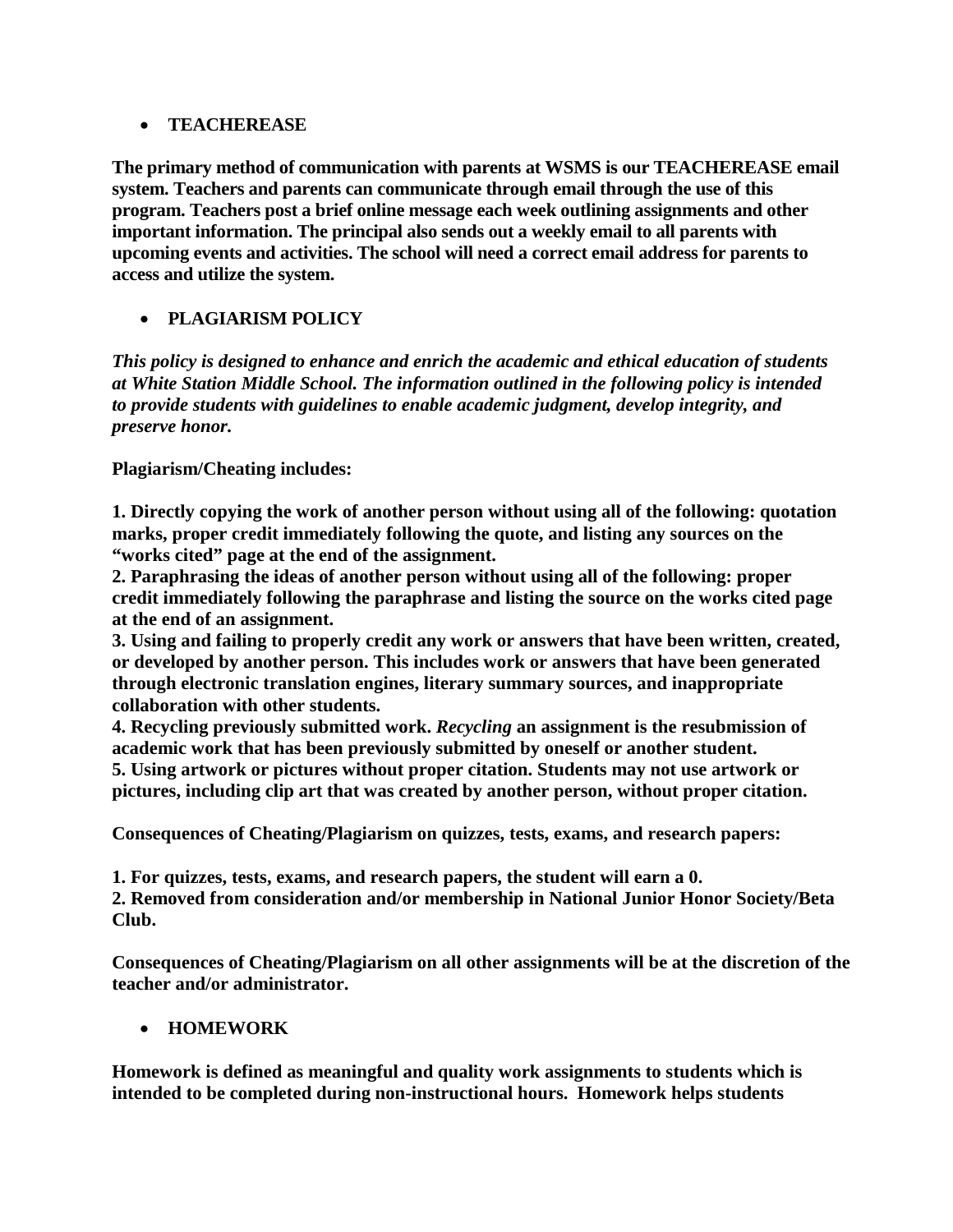- **TEACHEREASE**

**The primary method of communication with parents at WSMS is our TEACHEREASE email system. Teachers and parents can communicate through email through the use of this program. Teachers post a brief online message each week outlining assignments and other important information. The principal also sends out a weekly email to all parents with upcoming events and activities. The school will need a correct email address for parents to access and utilize the system.**

- **PLAGIARISM POLICY**

***This policy is designed to enhance and enrich the academic and ethical education of students at White Station Middle School. The information outlined in the following policy is intended to provide students with guidelines to enable academic judgment, develop integrity, and preserve honor.***

**Plagiarism/Cheating includes:**

**1. Directly copying the work of another person without using all of the following: quotation marks, proper credit immediately following the quote, and listing any sources on the "works cited" page at the end of the assignment.**
**2. Paraphrasing the ideas of another person without using all of the following: proper credit immediately following the paraphrase and listing the source on the works cited page at the end of an assignment.**
**3. Using and failing to properly credit any work or answers that have been written, created, or developed by another person. This includes work or answers that have been generated through electronic translation engines, literary summary sources, and inappropriate collaboration with other students.**
**4. Recycling previously submitted work. *Recycling* an assignment is the resubmission of academic work that has been previously submitted by oneself or another student.**
**5. Using artwork or pictures without proper citation. Students may not use artwork or pictures, including clip art that was created by another person, without proper citation.**

**Consequences of Cheating/Plagiarism on quizzes, tests, exams, and research papers:**

**1. For quizzes, tests, exams, and research papers, the student will earn a 0.**
**2. Removed from consideration and/or membership in National Junior Honor Society/Beta Club.**

**Consequences of Cheating/Plagiarism on all other assignments will be at the discretion of the teacher and/or administrator.**

- **HOMEWORK**

**Homework is defined as meaningful and quality work assignments to students which is intended to be completed during non-instructional hours. Homework helps students**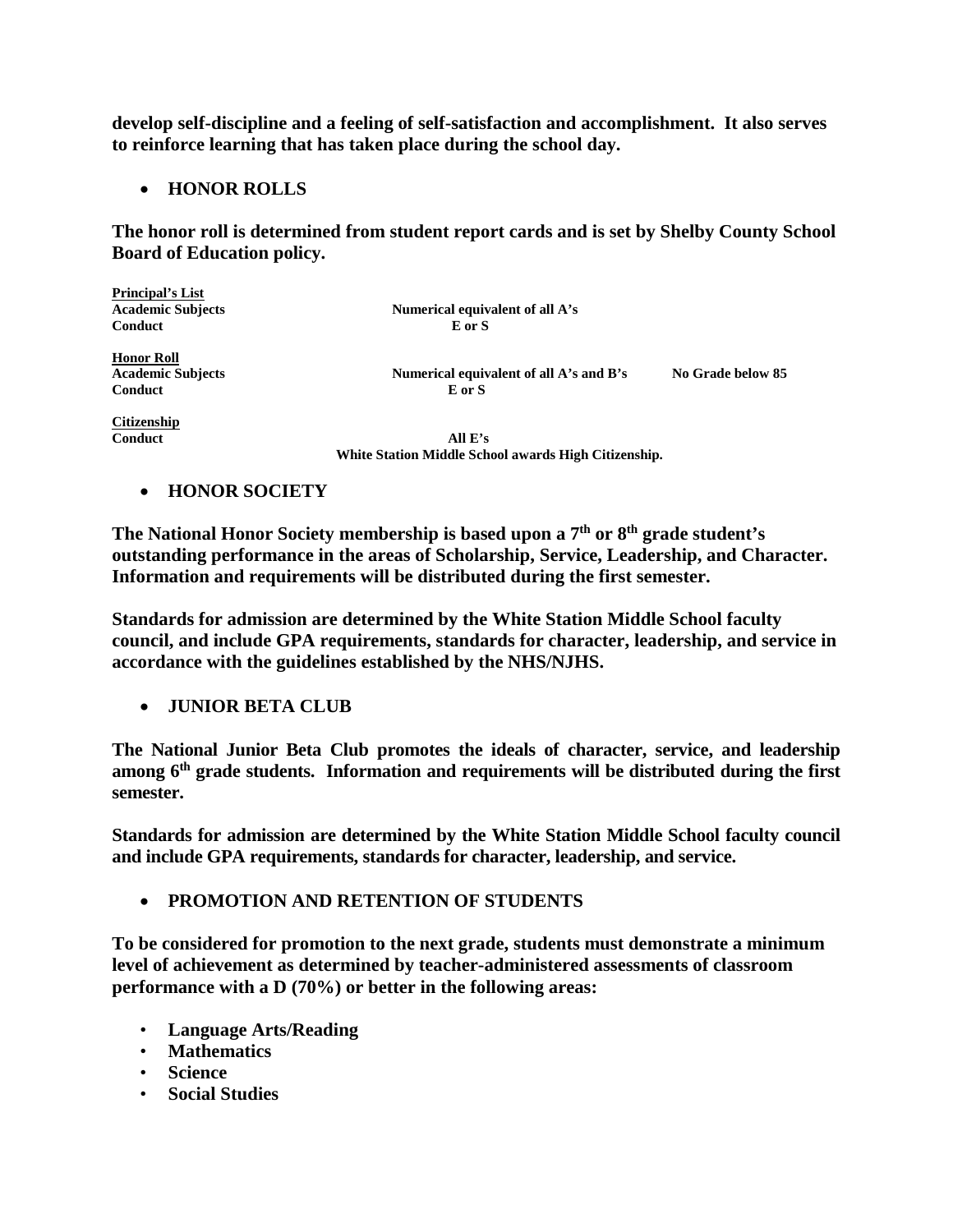**develop self-discipline and a feeling of self-satisfaction and accomplishment. It also serves to reinforce learning that has taken place during the school day.**

- **HONOR ROLLS**

**The honor roll is determined from student report cards and is set by Shelby County School Board of Education policy.**

| | | |
|---|---|---|
| **<u>Principal's List</u>** | | |
| **Academic Subjects** | **Numerical equivalent of all A's** | |
| **Conduct** | **E or S** | |
| **<u>Honor Roll</u>** | | |
| **Academic Subjects** | **Numerical equivalent of all A's and B's** | **No Grade below 85** |
| **Conduct** | **E or S** | |
| **<u>Citizenship</u>** | | |
| **Conduct** | **All E's** | |
| | **White Station Middle School awards High Citizenship.** | |

- **HONOR SOCIETY**

**The National Honor Society membership is based upon a 7th or 8th grade student's outstanding performance in the areas of Scholarship, Service, Leadership, and Character. Information and requirements will be distributed during the first semester.**

**Standards for admission are determined by the White Station Middle School faculty council, and include GPA requirements, standards for character, leadership, and service in accordance with the guidelines established by the NHS/NJHS.**

- **JUNIOR BETA CLUB**

**The National Junior Beta Club promotes the ideals of character, service, and leadership among 6th grade students. Information and requirements will be distributed during the first semester.**

**Standards for admission are determined by the White Station Middle School faculty council and include GPA requirements, standards for character, leadership, and service.**

- **PROMOTION AND RETENTION OF STUDENTS**

**To be considered for promotion to the next grade, students must demonstrate a minimum level of achievement as determined by teacher-administered assessments of classroom performance with a D (70%) or better in the following areas:**

- **Language Arts/Reading**
- **Mathematics**
- **Science**
- **Social Studies**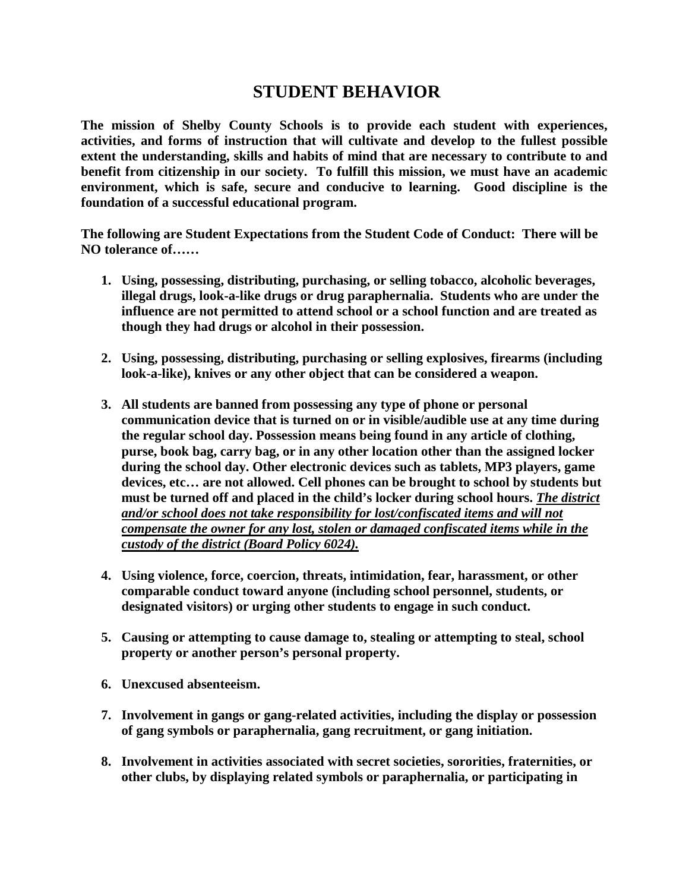# STUDENT BEHAVIOR

**The mission of Shelby County Schools is to provide each student with experiences, activities, and forms of instruction that will cultivate and develop to the fullest possible extent the understanding, skills and habits of mind that are necessary to contribute to and benefit from citizenship in our society. To fulfill this mission, we must have an academic environment, which is safe, secure and conducive to learning. Good discipline is the foundation of a successful educational program.**

**The following are Student Expectations from the Student Code of Conduct: There will be NO tolerance of……**

1. **Using, possessing, distributing, purchasing, or selling tobacco, alcoholic beverages, illegal drugs, look-a-like drugs or drug paraphernalia. Students who are under the influence are not permitted to attend school or a school function and are treated as though they had drugs or alcohol in their possession.**

2. **Using, possessing, distributing, purchasing or selling explosives, firearms (including look-a-like), knives or any other object that can be considered a weapon.**

3. **All students are banned from possessing any type of phone or personal communication device that is turned on or in visible/audible use at any time during the regular school day. Possession means being found in any article of clothing, purse, book bag, carry bag, or in any other location other than the assigned locker during the school day. Other electronic devices such as tablets, MP3 players, game devices, etc… are not allowed. Cell phones can be brought to school by students but must be turned off and placed in the child's locker during school hours. *<u>The district and/or school does not take responsibility for lost/confiscated items and will not compensate the owner for any lost, stolen or damaged confiscated items while in the custody of the district (Board Policy 6024).</u>***

4. **Using violence, force, coercion, threats, intimidation, fear, harassment, or other comparable conduct toward anyone (including school personnel, students, or designated visitors) or urging other students to engage in such conduct.**

5. **Causing or attempting to cause damage to, stealing or attempting to steal, school property or another person's personal property.**

6. **Unexcused absenteeism.**

7. **Involvement in gangs or gang-related activities, including the display or possession of gang symbols or paraphernalia, gang recruitment, or gang initiation.**

8. **Involvement in activities associated with secret societies, sororities, fraternities, or other clubs, by displaying related symbols or paraphernalia, or participating in**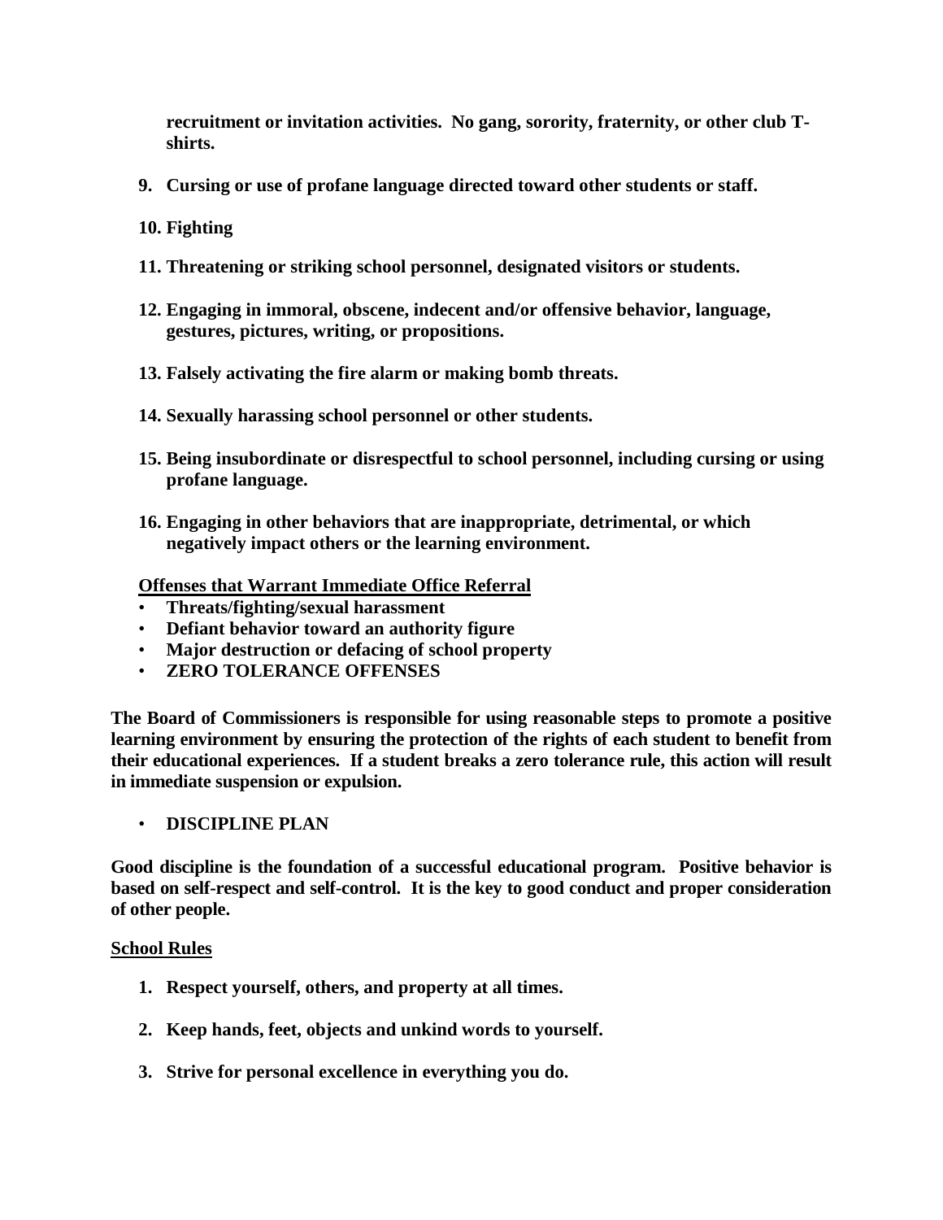**recruitment or invitation activities. No gang, sorority, fraternity, or other club T-shirts.**

9. **Cursing or use of profane language directed toward other students or staff.**
10. **Fighting**
11. **Threatening or striking school personnel, designated visitors or students.**
12. **Engaging in immoral, obscene, indecent and/or offensive behavior, language, gestures, pictures, writing, or propositions.**
13. **Falsely activating the fire alarm or making bomb threats.**
14. **Sexually harassing school personnel or other students.**
15. **Being insubordinate or disrespectful to school personnel, including cursing or using profane language.**
16. **Engaging in other behaviors that are inappropriate, detrimental, or which negatively impact others or the learning environment.**

**Offenses that Warrant Immediate Office Referral**

- **Threats/fighting/sexual harassment**
- **Defiant behavior toward an authority figure**
- **Major destruction or defacing of school property**
- **ZERO TOLERANCE OFFENSES**

**The Board of Commissioners is responsible for using reasonable steps to promote a positive learning environment by ensuring the protection of the rights of each student to benefit from their educational experiences. If a student breaks a zero tolerance rule, this action will result in immediate suspension or expulsion.**

- **DISCIPLINE PLAN**

**Good discipline is the foundation of a successful educational program. Positive behavior is based on self-respect and self-control. It is the key to good conduct and proper consideration of other people.**

**School Rules**

1. **Respect yourself, others, and property at all times.**
2. **Keep hands, feet, objects and unkind words to yourself.**
3. **Strive for personal excellence in everything you do.**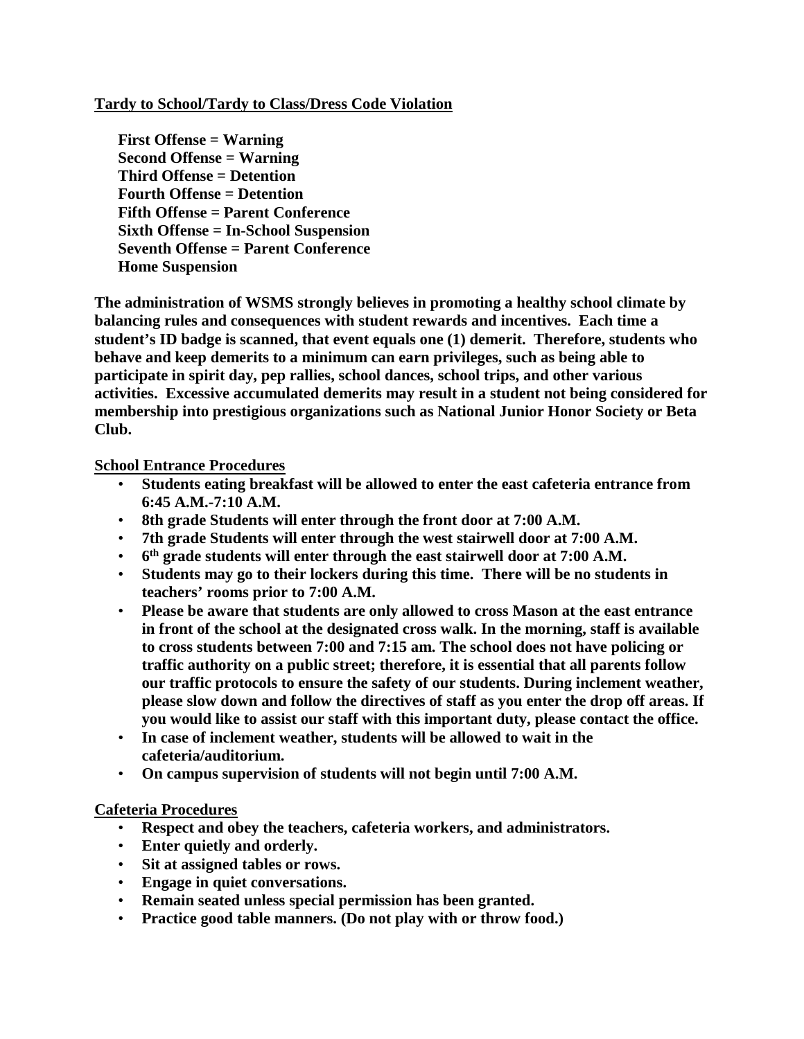**<u>Tardy to School/Tardy to Class/Dress Code Violation</u>**

**First Offense = Warning**
**Second Offense = Warning**
**Third Offense = Detention**
**Fourth Offense = Detention**
**Fifth Offense = Parent Conference**
**Sixth Offense = In-School Suspension**
**Seventh Offense = Parent Conference**
**Home Suspension**

**The administration of WSMS strongly believes in promoting a healthy school climate by balancing rules and consequences with student rewards and incentives. Each time a student's ID badge is scanned, that event equals one (1) demerit. Therefore, students who behave and keep demerits to a minimum can earn privileges, such as being able to participate in spirit day, pep rallies, school dances, school trips, and other various activities. Excessive accumulated demerits may result in a student not being considered for membership into prestigious organizations such as National Junior Honor Society or Beta Club.**

**<u>School Entrance Procedures</u>**

- **Students eating breakfast will be allowed to enter the east cafeteria entrance from 6:45 A.M.-7:10 A.M.**
- **8th grade Students will enter through the front door at 7:00 A.M.**
- **7th grade Students will enter through the west stairwell door at 7:00 A.M.**
- **6th grade students will enter through the east stairwell door at 7:00 A.M.**
- **Students may go to their lockers during this time. There will be no students in teachers' rooms prior to 7:00 A.M.**
- **Please be aware that students are only allowed to cross Mason at the east entrance in front of the school at the designated cross walk. In the morning, staff is available to cross students between 7:00 and 7:15 am. The school does not have policing or traffic authority on a public street; therefore, it is essential that all parents follow our traffic protocols to ensure the safety of our students. During inclement weather, please slow down and follow the directives of staff as you enter the drop off areas. If you would like to assist our staff with this important duty, please contact the office.**
- **In case of inclement weather, students will be allowed to wait in the cafeteria/auditorium.**
- **On campus supervision of students will not begin until 7:00 A.M.**

**<u>Cafeteria Procedures</u>**

- **Respect and obey the teachers, cafeteria workers, and administrators.**
- **Enter quietly and orderly.**
- **Sit at assigned tables or rows.**
- **Engage in quiet conversations.**
- **Remain seated unless special permission has been granted.**
- **Practice good table manners. (Do not play with or throw food.)**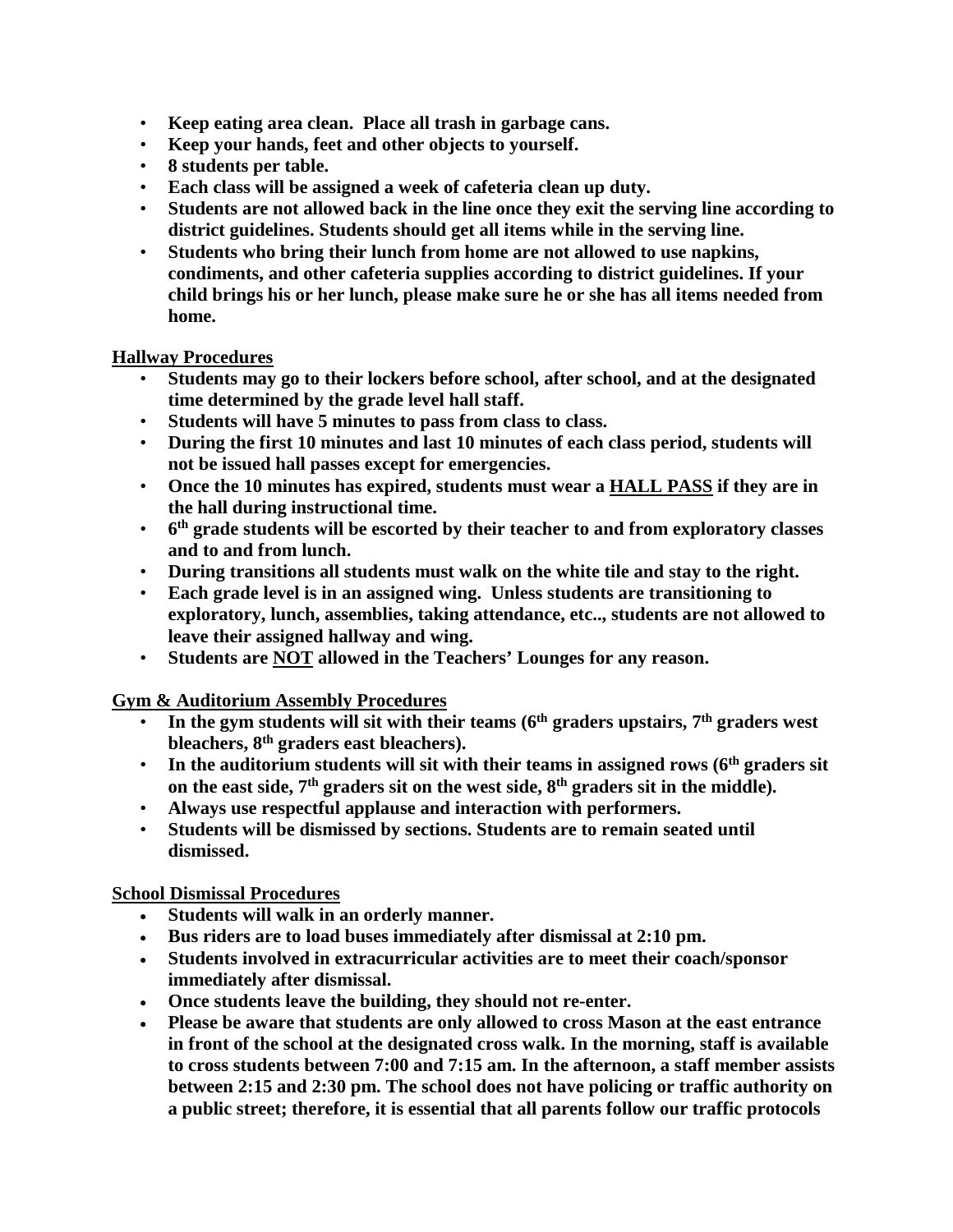- **Keep eating area clean. Place all trash in garbage cans.**
- **Keep your hands, feet and other objects to yourself.**
- **8 students per table.**
- **Each class will be assigned a week of cafeteria clean up duty.**
- **Students are not allowed back in the line once they exit the serving line according to district guidelines. Students should get all items while in the serving line.**
- **Students who bring their lunch from home are not allowed to use napkins, condiments, and other cafeteria supplies according to district guidelines. If your child brings his or her lunch, please make sure he or she has all items needed from home.**

**Hallway Procedures**

- **Students may go to their lockers before school, after school, and at the designated time determined by the grade level hall staff.**
- **Students will have 5 minutes to pass from class to class.**
- **During the first 10 minutes and last 10 minutes of each class period, students will not be issued hall passes except for emergencies.**
- **Once the 10 minutes has expired, students must wear a HALL PASS if they are in the hall during instructional time.**
- **6th grade students will be escorted by their teacher to and from exploratory classes and to and from lunch.**
- **During transitions all students must walk on the white tile and stay to the right.**
- **Each grade level is in an assigned wing. Unless students are transitioning to exploratory, lunch, assemblies, taking attendance, etc.., students are not allowed to leave their assigned hallway and wing.**
- **Students are NOT allowed in the Teachers' Lounges for any reason.**

**Gym & Auditorium Assembly Procedures**

- **In the gym students will sit with their teams (6th graders upstairs, 7th graders west bleachers, 8th graders east bleachers).**
- **In the auditorium students will sit with their teams in assigned rows (6th graders sit on the east side, 7th graders sit on the west side, 8th graders sit in the middle).**
- **Always use respectful applause and interaction with performers.**
- **Students will be dismissed by sections. Students are to remain seated until dismissed.**

**School Dismissal Procedures**

- **Students will walk in an orderly manner.**
- **Bus riders are to load buses immediately after dismissal at 2:10 pm.**
- **Students involved in extracurricular activities are to meet their coach/sponsor immediately after dismissal.**
- **Once students leave the building, they should not re-enter.**
- **Please be aware that students are only allowed to cross Mason at the east entrance in front of the school at the designated cross walk. In the morning, staff is available to cross students between 7:00 and 7:15 am. In the afternoon, a staff member assists between 2:15 and 2:30 pm. The school does not have policing or traffic authority on a public street; therefore, it is essential that all parents follow our traffic protocols**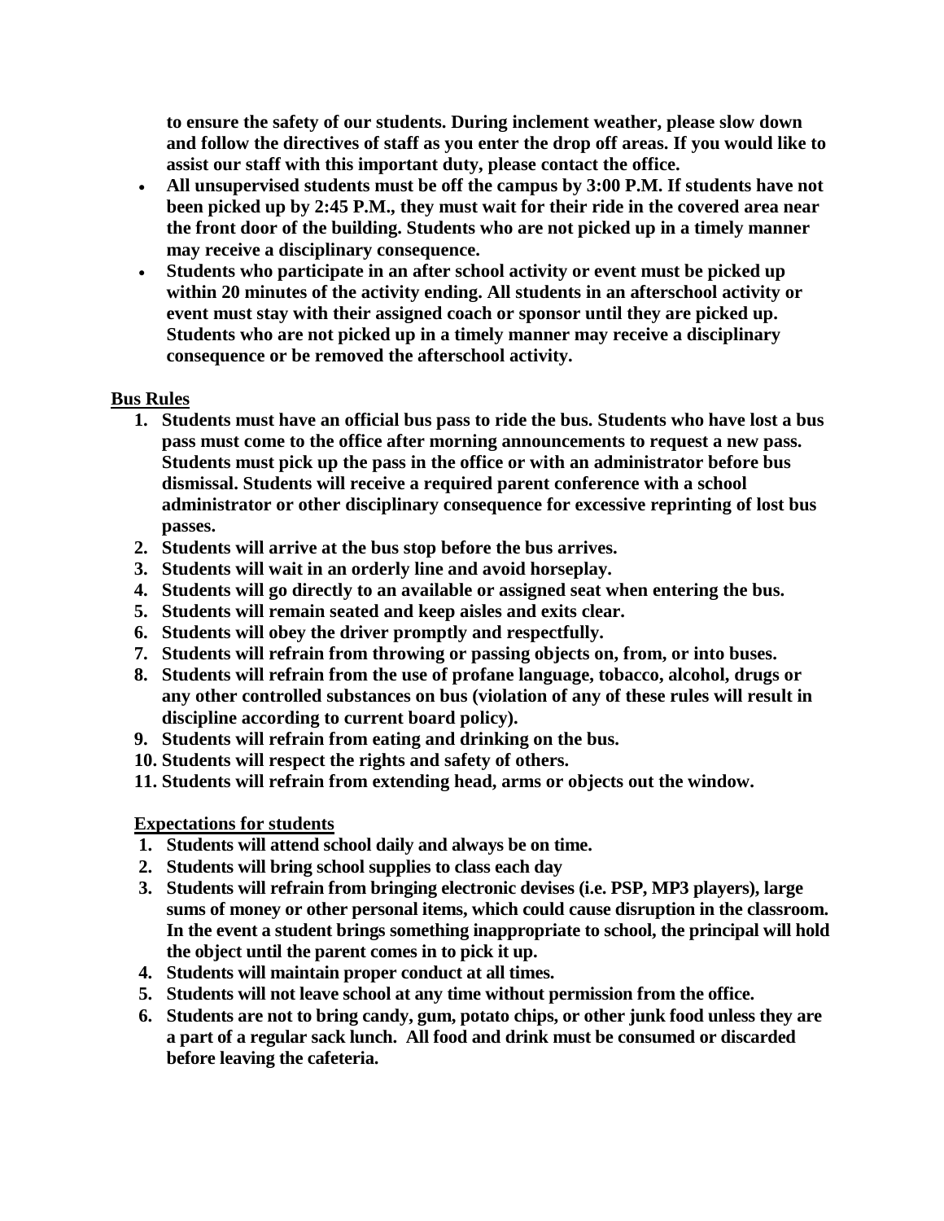**to ensure the safety of our students. During inclement weather, please slow down and follow the directives of staff as you enter the drop off areas. If you would like to assist our staff with this important duty, please contact the office.**

- **All unsupervised students must be off the campus by 3:00 P.M. If students have not been picked up by 2:45 P.M., they must wait for their ride in the covered area near the front door of the building. Students who are not picked up in a timely manner may receive a disciplinary consequence.**
- **Students who participate in an after school activity or event must be picked up within 20 minutes of the activity ending. All students in an afterschool activity or event must stay with their assigned coach or sponsor until they are picked up. Students who are not picked up in a timely manner may receive a disciplinary consequence or be removed the afterschool activity.**

## Bus Rules

1. **Students must have an official bus pass to ride the bus. Students who have lost a bus pass must come to the office after morning announcements to request a new pass. Students must pick up the pass in the office or with an administrator before bus dismissal. Students will receive a required parent conference with a school administrator or other disciplinary consequence for excessive reprinting of lost bus passes.**
2. **Students will arrive at the bus stop before the bus arrives.**
3. **Students will wait in an orderly line and avoid horseplay.**
4. **Students will go directly to an available or assigned seat when entering the bus.**
5. **Students will remain seated and keep aisles and exits clear.**
6. **Students will obey the driver promptly and respectfully.**
7. **Students will refrain from throwing or passing objects on, from, or into buses.**
8. **Students will refrain from the use of profane language, tobacco, alcohol, drugs or any other controlled substances on bus (violation of any of these rules will result in discipline according to current board policy).**
9. **Students will refrain from eating and drinking on the bus.**
10. **Students will respect the rights and safety of others.**
11. **Students will refrain from extending head, arms or objects out the window.**

## Expectations for students

1. **Students will attend school daily and always be on time.**
2. **Students will bring school supplies to class each day**
3. **Students will refrain from bringing electronic devises (i.e. PSP, MP3 players), large sums of money or other personal items, which could cause disruption in the classroom. In the event a student brings something inappropriate to school, the principal will hold the object until the parent comes in to pick it up.**
4. **Students will maintain proper conduct at all times.**
5. **Students will not leave school at any time without permission from the office.**
6. **Students are not to bring candy, gum, potato chips, or other junk food unless they are a part of a regular sack lunch. All food and drink must be consumed or discarded before leaving the cafeteria.**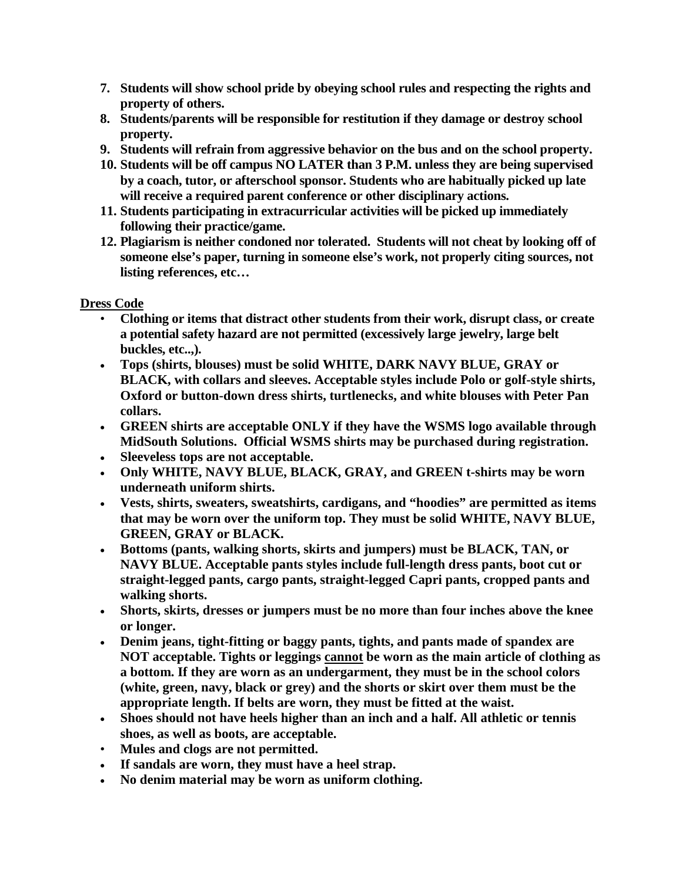7. **Students will show school pride by obeying school rules and respecting the rights and property of others.**
8. **Students/parents will be responsible for restitution if they damage or destroy school property.**
9. **Students will refrain from aggressive behavior on the bus and on the school property.**
10. **Students will be off campus NO LATER than 3 P.M. unless they are being supervised by a coach, tutor, or afterschool sponsor. Students who are habitually picked up late will receive a required parent conference or other disciplinary actions.**
11. **Students participating in extracurricular activities will be picked up immediately following their practice/game.**
12. **Plagiarism is neither condoned nor tolerated. Students will not cheat by looking off of someone else's paper, turning in someone else's work, not properly citing sources, not listing references, etc…**

**<u>Dress Code</u>**

- **Clothing or items that distract other students from their work, disrupt class, or create a potential safety hazard are not permitted (excessively large jewelry, large belt buckles, etc..,).**
- **Tops (shirts, blouses) must be solid WHITE, DARK NAVY BLUE, GRAY or BLACK, with collars and sleeves. Acceptable styles include Polo or golf-style shirts, Oxford or button-down dress shirts, turtlenecks, and white blouses with Peter Pan collars.**
- **GREEN shirts are acceptable ONLY if they have the WSMS logo available through MidSouth Solutions. Official WSMS shirts may be purchased during registration.**
- **Sleeveless tops are not acceptable.**
- **Only WHITE, NAVY BLUE, BLACK, GRAY, and GREEN t-shirts may be worn underneath uniform shirts.**
- **Vests, shirts, sweaters, sweatshirts, cardigans, and "hoodies" are permitted as items that may be worn over the uniform top. They must be solid WHITE, NAVY BLUE, GREEN, GRAY or BLACK.**
- **Bottoms (pants, walking shorts, skirts and jumpers) must be BLACK, TAN, or NAVY BLUE. Acceptable pants styles include full-length dress pants, boot cut or straight-legged pants, cargo pants, straight-legged Capri pants, cropped pants and walking shorts.**
- **Shorts, skirts, dresses or jumpers must be no more than four inches above the knee or longer.**
- **Denim jeans, tight-fitting or baggy pants, tights, and pants made of spandex are NOT acceptable. Tights or leggings <u>cannot</u> be worn as the main article of clothing as a bottom. If they are worn as an undergarment, they must be in the school colors (white, green, navy, black or grey) and the shorts or skirt over them must be the appropriate length. If belts are worn, they must be fitted at the waist.**
- **Shoes should not have heels higher than an inch and a half. All athletic or tennis shoes, as well as boots, are acceptable.**
- **Mules and clogs are not permitted.**
- **If sandals are worn, they must have a heel strap.**
- **No denim material may be worn as uniform clothing.**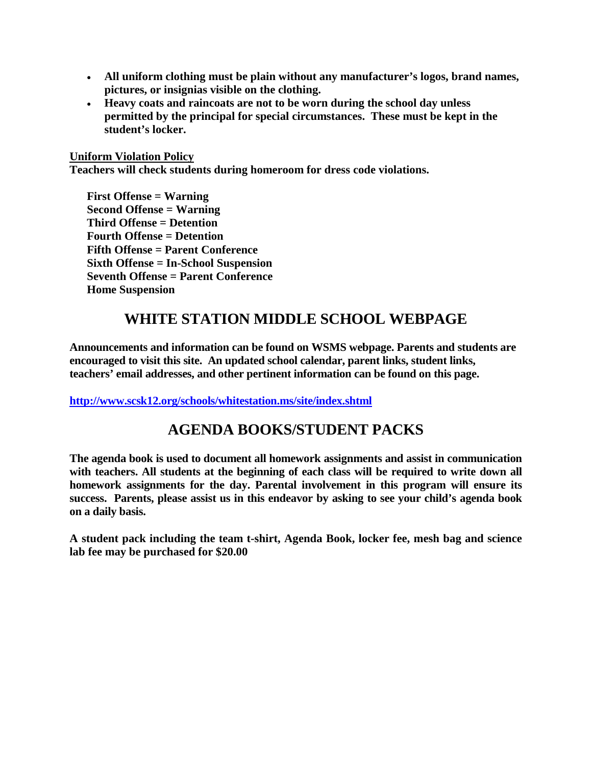- **All uniform clothing must be plain without any manufacturer's logos, brand names, pictures, or insignias visible on the clothing.**
- **Heavy coats and raincoats are not to be worn during the school day unless permitted by the principal for special circumstances. These must be kept in the student's locker.**

**Uniform Violation Policy**

**Teachers will check students during homeroom for dress code violations.**

**First Offense = Warning**
**Second Offense = Warning**
**Third Offense = Detention**
**Fourth Offense = Detention**
**Fifth Offense = Parent Conference**
**Sixth Offense = In-School Suspension**
**Seventh Offense = Parent Conference**
**Home Suspension**

## WHITE STATION MIDDLE SCHOOL WEBPAGE

**Announcements and information can be found on WSMS webpage. Parents and students are encouraged to visit this site. An updated school calendar, parent links, student links, teachers' email addresses, and other pertinent information can be found on this page.**

**http://www.scsk12.org/schools/whitestation.ms/site/index.shtml**

## AGENDA BOOKS/STUDENT PACKS

**The agenda book is used to document all homework assignments and assist in communication with teachers. All students at the beginning of each class will be required to write down all homework assignments for the day. Parental involvement in this program will ensure its success. Parents, please assist us in this endeavor by asking to see your child's agenda book on a daily basis.**

**A student pack including the team t-shirt, Agenda Book, locker fee, mesh bag and science lab fee may be purchased for $20.00**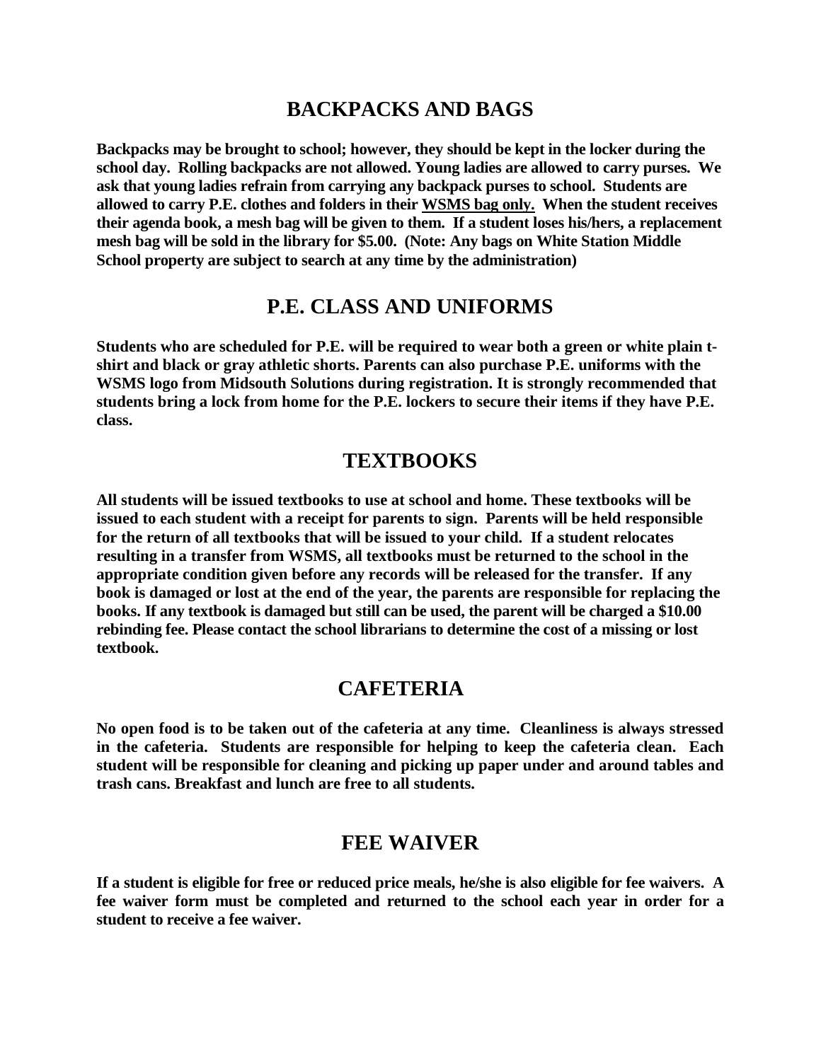## BACKPACKS AND BAGS

**Backpacks may be brought to school; however, they should be kept in the locker during the school day. Rolling backpacks are not allowed. Young ladies are allowed to carry purses. We ask that young ladies refrain from carrying any backpack purses to school. Students are allowed to carry P.E. clothes and folders in their <u>WSMS bag only.</u> When the student receives their agenda book, a mesh bag will be given to them. If a student loses his/hers, a replacement mesh bag will be sold in the library for $5.00. (Note: Any bags on White Station Middle School property are subject to search at any time by the administration)**

## P.E. CLASS AND UNIFORMS

**Students who are scheduled for P.E. will be required to wear both a green or white plain t-shirt and black or gray athletic shorts. Parents can also purchase P.E. uniforms with the WSMS logo from Midsouth Solutions during registration. It is strongly recommended that students bring a lock from home for the P.E. lockers to secure their items if they have P.E. class.**

## TEXTBOOKS

**All students will be issued textbooks to use at school and home. These textbooks will be issued to each student with a receipt for parents to sign. Parents will be held responsible for the return of all textbooks that will be issued to your child. If a student relocates resulting in a transfer from WSMS, all textbooks must be returned to the school in the appropriate condition given before any records will be released for the transfer. If any book is damaged or lost at the end of the year, the parents are responsible for replacing the books. If any textbook is damaged but still can be used, the parent will be charged a $10.00 rebinding fee. Please contact the school librarians to determine the cost of a missing or lost textbook.**

## CAFETERIA

**No open food is to be taken out of the cafeteria at any time. Cleanliness is always stressed in the cafeteria. Students are responsible for helping to keep the cafeteria clean. Each student will be responsible for cleaning and picking up paper under and around tables and trash cans. Breakfast and lunch are free to all students.**

## FEE WAIVER

**If a student is eligible for free or reduced price meals, he/she is also eligible for fee waivers. A fee waiver form must be completed and returned to the school each year in order for a student to receive a fee waiver.**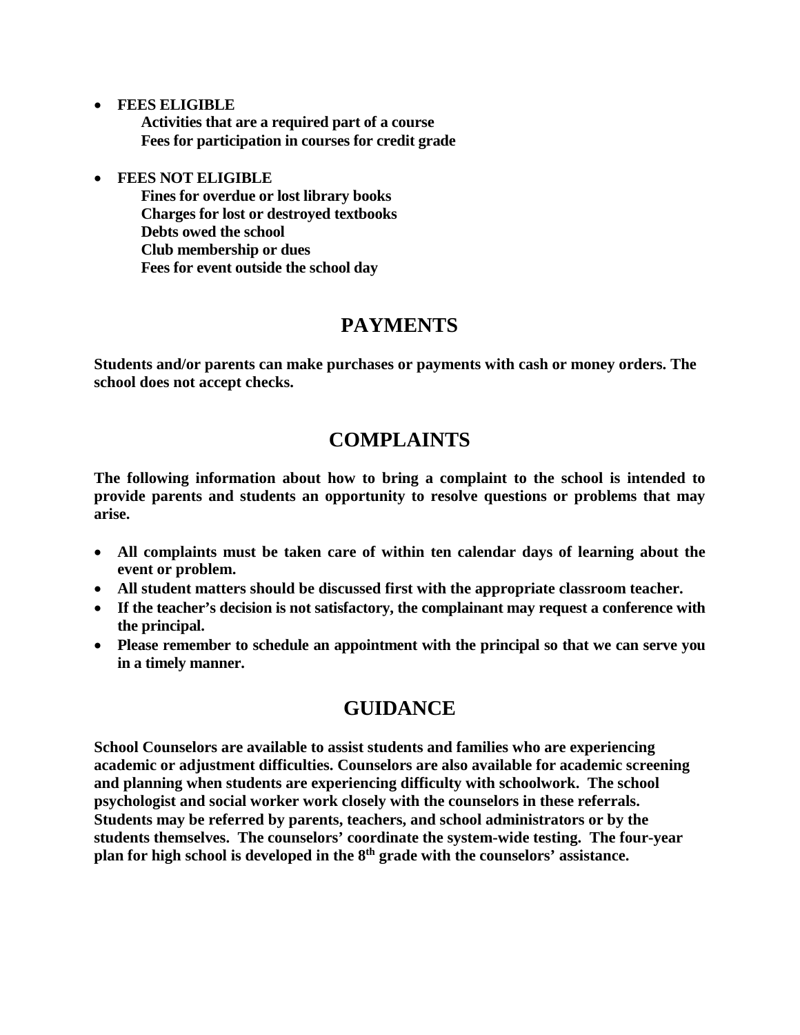- **FEES ELIGIBLE**
  **Activities that are a required part of a course**
  **Fees for participation in courses for credit grade**

- **FEES NOT ELIGIBLE**
  **Fines for overdue or lost library books**
  **Charges for lost or destroyed textbooks**
  **Debts owed the school**
  **Club membership or dues**
  **Fees for event outside the school day**

## PAYMENTS

**Students and/or parents can make purchases or payments with cash or money orders. The school does not accept checks.**

## COMPLAINTS

**The following information about how to bring a complaint to the school is intended to provide parents and students an opportunity to resolve questions or problems that may arise.**

- **All complaints must be taken care of within ten calendar days of learning about the event or problem.**
- **All student matters should be discussed first with the appropriate classroom teacher.**
- **If the teacher's decision is not satisfactory, the complainant may request a conference with the principal.**
- **Please remember to schedule an appointment with the principal so that we can serve you in a timely manner.**

## GUIDANCE

**School Counselors are available to assist students and families who are experiencing academic or adjustment difficulties. Counselors are also available for academic screening and planning when students are experiencing difficulty with schoolwork. The school psychologist and social worker work closely with the counselors in these referrals. Students may be referred by parents, teachers, and school administrators or by the students themselves. The counselors' coordinate the system-wide testing. The four-year plan for high school is developed in the 8th grade with the counselors' assistance.**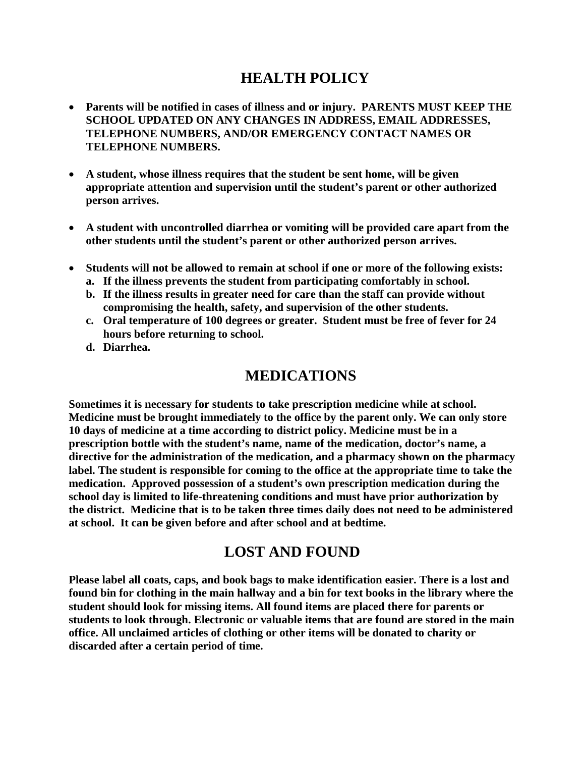## HEALTH POLICY

- **Parents will be notified in cases of illness and or injury. PARENTS MUST KEEP THE SCHOOL UPDATED ON ANY CHANGES IN ADDRESS, EMAIL ADDRESSES, TELEPHONE NUMBERS, AND/OR EMERGENCY CONTACT NAMES OR TELEPHONE NUMBERS.**

- **A student, whose illness requires that the student be sent home, will be given appropriate attention and supervision until the student's parent or other authorized person arrives.**

- **A student with uncontrolled diarrhea or vomiting will be provided care apart from the other students until the student's parent or other authorized person arrives.**

- **Students will not be allowed to remain at school if one or more of the following exists:**
  a. **If the illness prevents the student from participating comfortably in school.**
  b. **If the illness results in greater need for care than the staff can provide without compromising the health, safety, and supervision of the other students.**
  c. **Oral temperature of 100 degrees or greater. Student must be free of fever for 24 hours before returning to school.**
  d. **Diarrhea.**

## MEDICATIONS

**Sometimes it is necessary for students to take prescription medicine while at school. Medicine must be brought immediately to the office by the parent only. We can only store 10 days of medicine at a time according to district policy. Medicine must be in a prescription bottle with the student's name, name of the medication, doctor's name, a directive for the administration of the medication, and a pharmacy shown on the pharmacy label. The student is responsible for coming to the office at the appropriate time to take the medication. Approved possession of a student's own prescription medication during the school day is limited to life-threatening conditions and must have prior authorization by the district. Medicine that is to be taken three times daily does not need to be administered at school. It can be given before and after school and at bedtime.**

## LOST AND FOUND

**Please label all coats, caps, and book bags to make identification easier. There is a lost and found bin for clothing in the main hallway and a bin for text books in the library where the student should look for missing items. All found items are placed there for parents or students to look through. Electronic or valuable items that are found are stored in the main office. All unclaimed articles of clothing or other items will be donated to charity or discarded after a certain period of time.**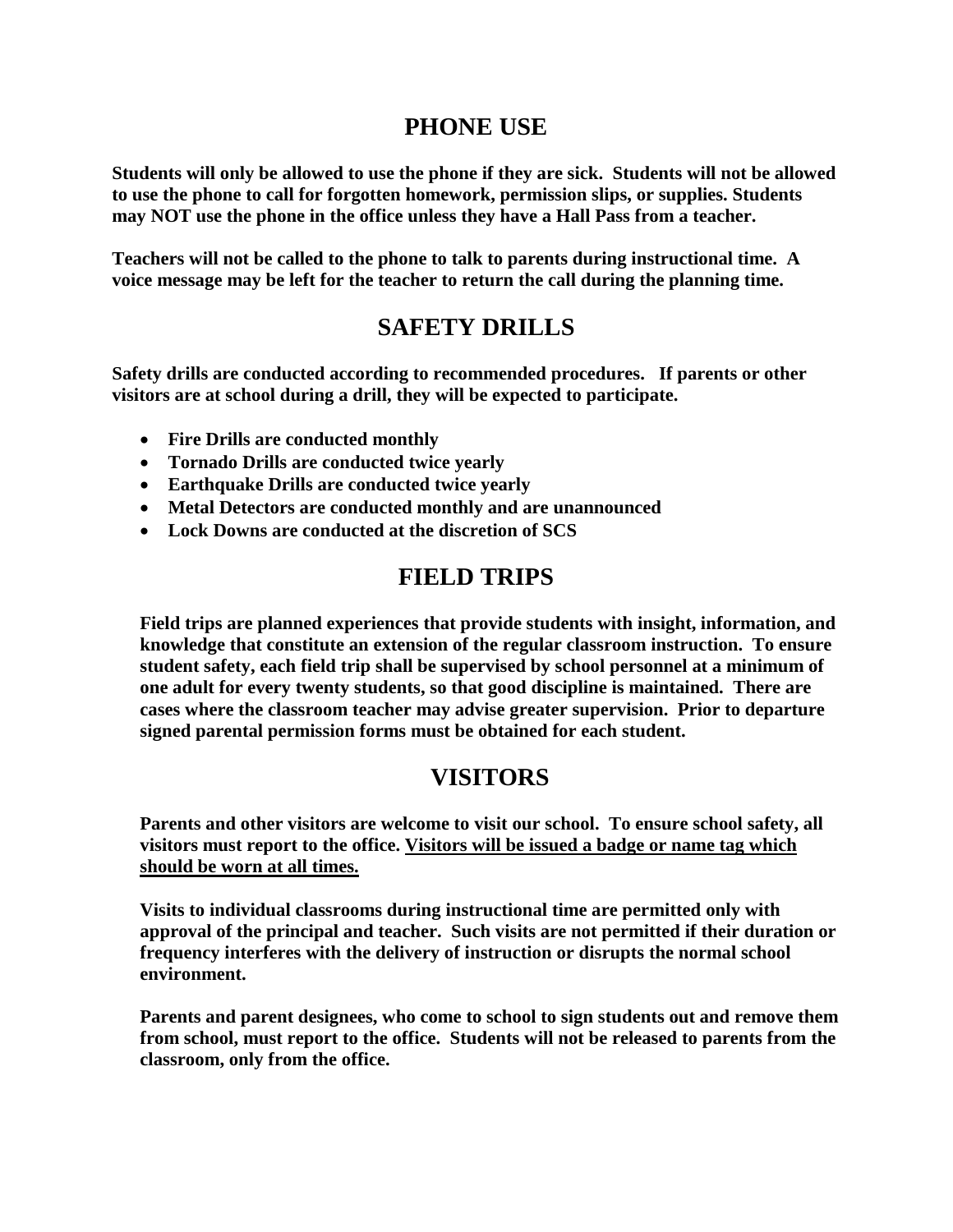## PHONE USE

**Students will only be allowed to use the phone if they are sick. Students will not be allowed to use the phone to call for forgotten homework, permission slips, or supplies. Students may NOT use the phone in the office unless they have a Hall Pass from a teacher.**

**Teachers will not be called to the phone to talk to parents during instructional time. A voice message may be left for the teacher to return the call during the planning time.**

## SAFETY DRILLS

**Safety drills are conducted according to recommended procedures. If parents or other visitors are at school during a drill, they will be expected to participate.**

- **Fire Drills are conducted monthly**
- **Tornado Drills are conducted twice yearly**
- **Earthquake Drills are conducted twice yearly**
- **Metal Detectors are conducted monthly and are unannounced**
- **Lock Downs are conducted at the discretion of SCS**

## FIELD TRIPS

**Field trips are planned experiences that provide students with insight, information, and knowledge that constitute an extension of the regular classroom instruction. To ensure student safety, each field trip shall be supervised by school personnel at a minimum of one adult for every twenty students, so that good discipline is maintained. There are cases where the classroom teacher may advise greater supervision. Prior to departure signed parental permission forms must be obtained for each student.**

## VISITORS

**Parents and other visitors are welcome to visit our school. To ensure school safety, all visitors must report to the office. <u>Visitors will be issued a badge or name tag which should be worn at all times.</u>**

**Visits to individual classrooms during instructional time are permitted only with approval of the principal and teacher. Such visits are not permitted if their duration or frequency interferes with the delivery of instruction or disrupts the normal school environment.**

**Parents and parent designees, who come to school to sign students out and remove them from school, must report to the office. Students will not be released to parents from the classroom, only from the office.**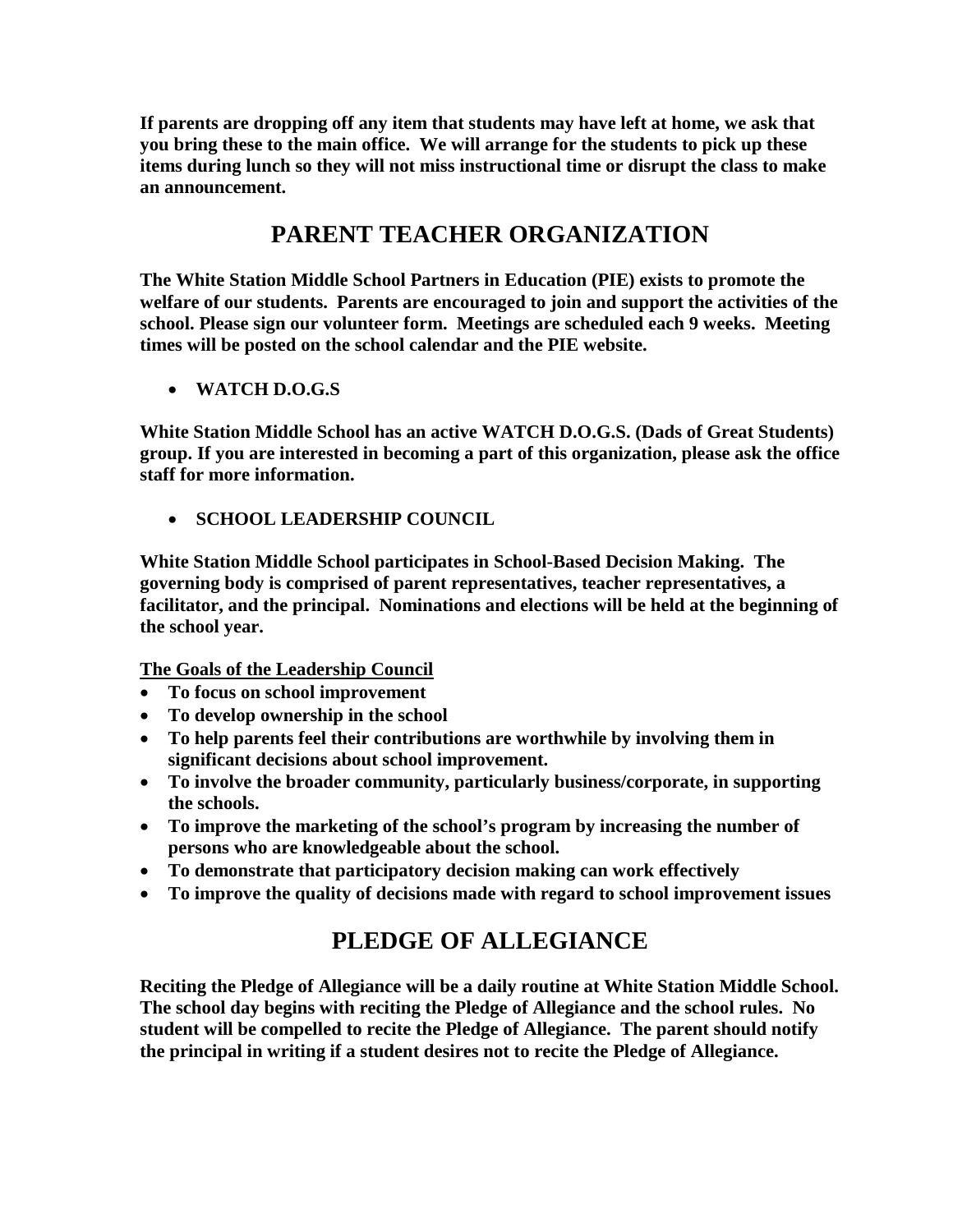**If parents are dropping off any item that students may have left at home, we ask that you bring these to the main office. We will arrange for the students to pick up these items during lunch so they will not miss instructional time or disrupt the class to make an announcement.**

# PARENT TEACHER ORGANIZATION

**The White Station Middle School Partners in Education (PIE) exists to promote the welfare of our students. Parents are encouraged to join and support the activities of the school. Please sign our volunteer form. Meetings are scheduled each 9 weeks. Meeting times will be posted on the school calendar and the PIE website.**

- **WATCH D.O.G.S**

**White Station Middle School has an active WATCH D.O.G.S. (Dads of Great Students) group. If you are interested in becoming a part of this organization, please ask the office staff for more information.**

- **SCHOOL LEADERSHIP COUNCIL**

**White Station Middle School participates in School-Based Decision Making. The governing body is comprised of parent representatives, teacher representatives, a facilitator, and the principal. Nominations and elections will be held at the beginning of the school year.**

**The Goals of the Leadership Council**

- **To focus on school improvement**
- **To develop ownership in the school**
- **To help parents feel their contributions are worthwhile by involving them in significant decisions about school improvement.**
- **To involve the broader community, particularly business/corporate, in supporting the schools.**
- **To improve the marketing of the school's program by increasing the number of persons who are knowledgeable about the school.**
- **To demonstrate that participatory decision making can work effectively**
- **To improve the quality of decisions made with regard to school improvement issues**

# PLEDGE OF ALLEGIANCE

**Reciting the Pledge of Allegiance will be a daily routine at White Station Middle School. The school day begins with reciting the Pledge of Allegiance and the school rules. No student will be compelled to recite the Pledge of Allegiance. The parent should notify the principal in writing if a student desires not to recite the Pledge of Allegiance.**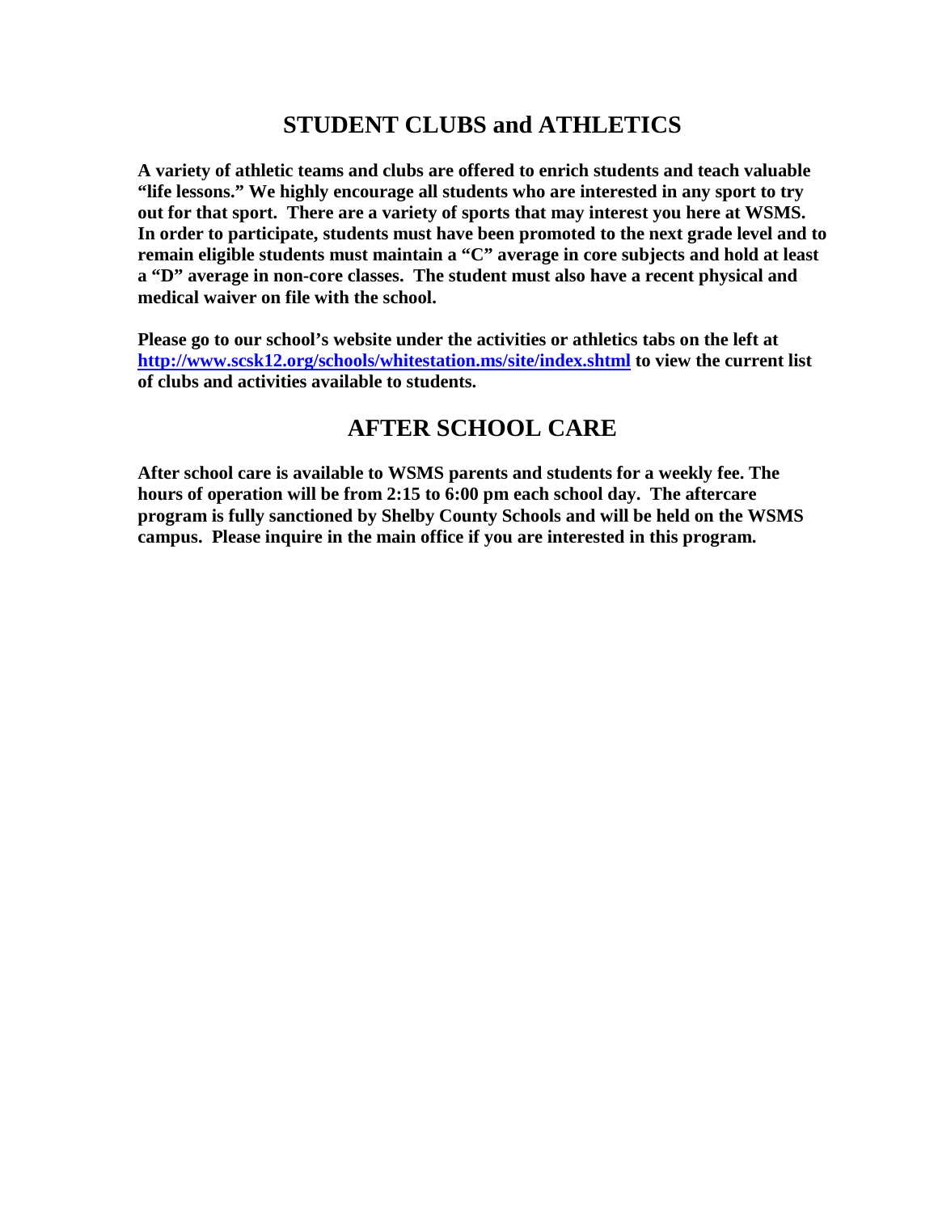## STUDENT CLUBS and ATHLETICS

**A variety of athletic teams and clubs are offered to enrich students and teach valuable "life lessons." We highly encourage all students who are interested in any sport to try out for that sport. There are a variety of sports that may interest you here at WSMS. In order to participate, students must have been promoted to the next grade level and to remain eligible students must maintain a "C" average in core subjects and hold at least a "D" average in non-core classes. The student must also have a recent physical and medical waiver on file with the school.**

**Please go to our school's website under the activities or athletics tabs on the left at [http://www.scsk12.org/schools/whitestation.ms/site/index.shtml](http://www.scsk12.org/schools/whitestation.ms/site/index.shtml) to view the current list of clubs and activities available to students.**

## AFTER SCHOOL CARE

**After school care is available to WSMS parents and students for a weekly fee. The hours of operation will be from 2:15 to 6:00 pm each school day. The aftercare program is fully sanctioned by Shelby County Schools and will be held on the WSMS campus. Please inquire in the main office if you are interested in this program.**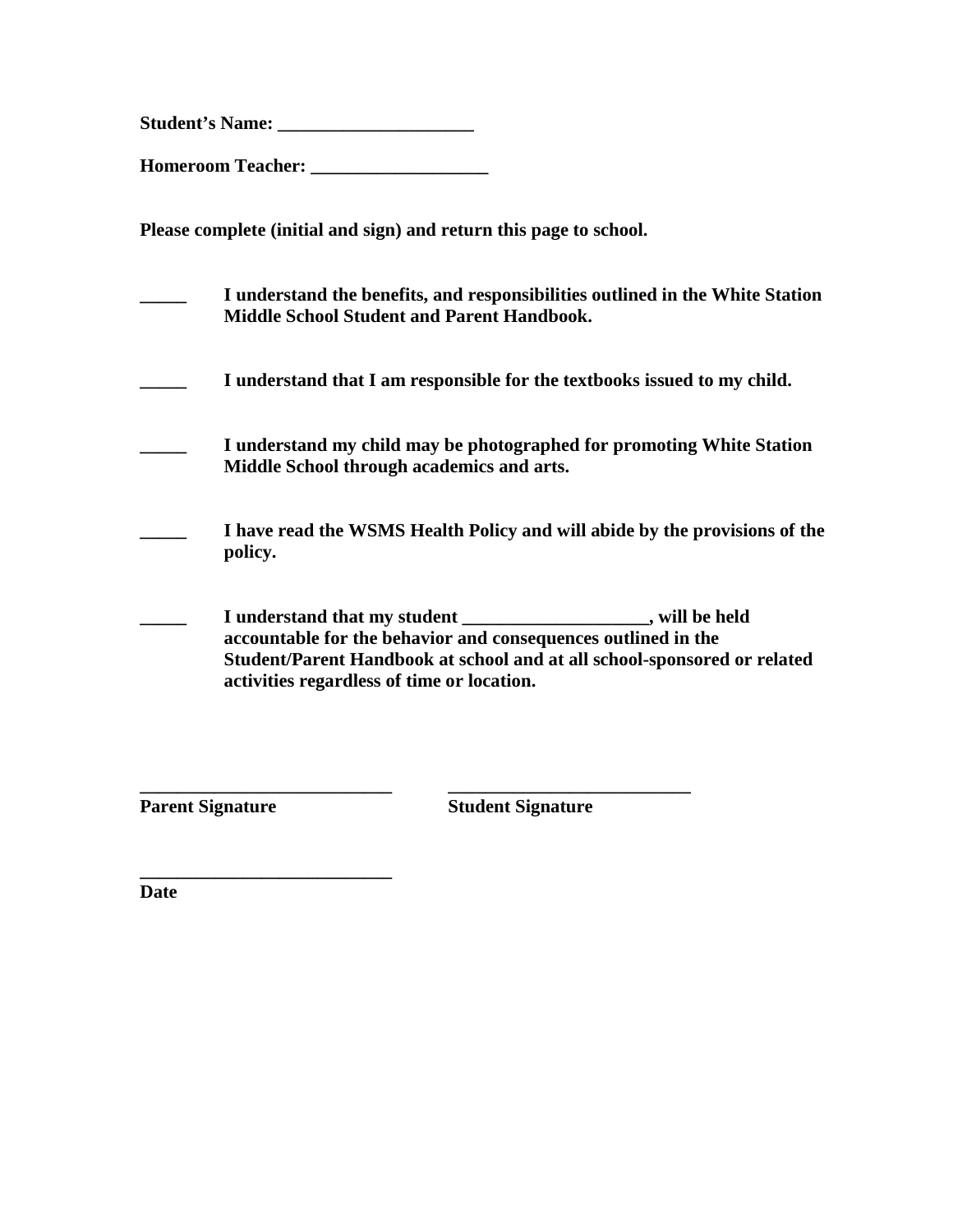**Student's Name: _____________________**

**Homeroom Teacher: ___________________**

**Please complete (initial and sign) and return this page to school.**

**_____ I understand the benefits, and responsibilities outlined in the White Station Middle School Student and Parent Handbook.**

**_____ I understand that I am responsible for the textbooks issued to my child.**

**_____ I understand my child may be photographed for promoting White Station Middle School through academics and arts.**

**_____ I have read the WSMS Health Policy and will abide by the provisions of the policy.**

**_____ I understand that my student ____________________, will be held accountable for the behavior and consequences outlined in the Student/Parent Handbook at school and at all school-sponsored or related activities regardless of time or location.**

**___________________________ ___________________________**
**Parent Signature Student Signature**

**___________________________**
**Date**